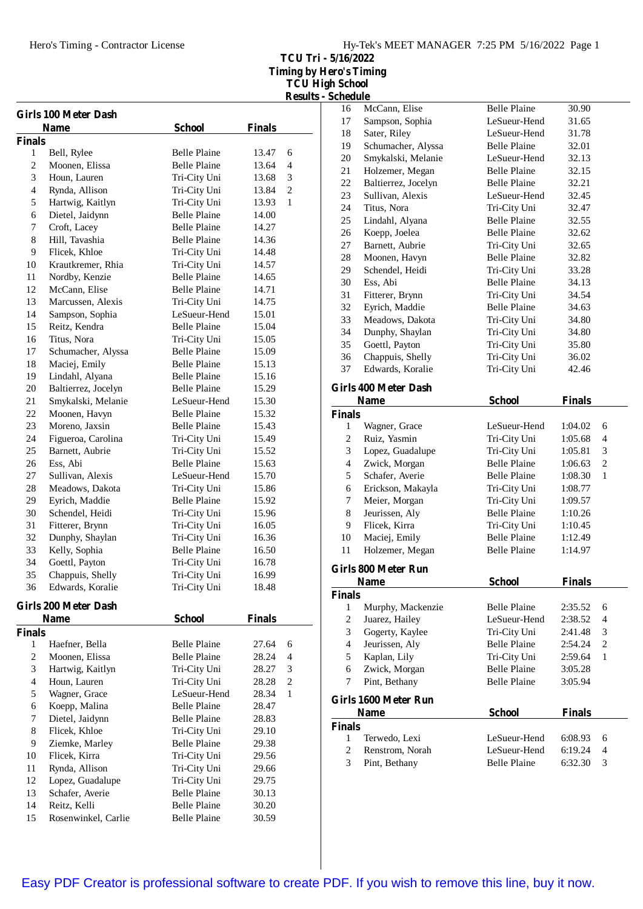**TCU Tri - 5/16/2022**
**Timing by Hero's Timing**
**TCU High School**
**Results - Schedule**

## Girls 100 Meter Dash

| | Name | School | Finals | |
|---|---|---|---|---|
| **Finals** | | | | |
| 1 | Bell, Rylee | Belle Plaine | 13.47 | 6 |
| 2 | Moonen, Elissa | Belle Plaine | 13.64 | 4 |
| 3 | Houn, Lauren | Tri-City Uni | 13.68 | 3 |
| 4 | Rynda, Allison | Tri-City Uni | 13.84 | 2 |
| 5 | Hartwig, Kaitlyn | Tri-City Uni | 13.93 | 1 |
| 6 | Dietel, Jaidynn | Belle Plaine | 14.00 | |
| 7 | Croft, Lacey | Belle Plaine | 14.27 | |
| 8 | Hill, Tavashia | Belle Plaine | 14.36 | |
| 9 | Flicek, Khloe | Tri-City Uni | 14.48 | |
| 10 | Krautkremer, Rhia | Tri-City Uni | 14.57 | |
| 11 | Nordby, Kenzie | Belle Plaine | 14.65 | |
| 12 | McCann, Elise | Belle Plaine | 14.71 | |
| 13 | Marcussen, Alexis | Tri-City Uni | 14.75 | |
| 14 | Sampson, Sophia | LeSueur-Hend | 15.01 | |
| 15 | Reitz, Kendra | Belle Plaine | 15.04 | |
| 16 | Titus, Nora | Tri-City Uni | 15.05 | |
| 17 | Schumacher, Alyssa | Belle Plaine | 15.09 | |
| 18 | Maciej, Emily | Belle Plaine | 15.13 | |
| 19 | Lindahl, Alyana | Belle Plaine | 15.16 | |
| 20 | Baltierrez, Jocelyn | Belle Plaine | 15.29 | |
| 21 | Smykalski, Melanie | LeSueur-Hend | 15.30 | |
| 22 | Moonen, Havyn | Belle Plaine | 15.32 | |
| 23 | Moreno, Jaxsin | Belle Plaine | 15.43 | |
| 24 | Figueroa, Carolina | Tri-City Uni | 15.49 | |
| 25 | Barnett, Aubrie | Tri-City Uni | 15.52 | |
| 26 | Ess, Abi | Belle Plaine | 15.63 | |
| 27 | Sullivan, Alexis | LeSueur-Hend | 15.70 | |
| 28 | Meadows, Dakota | Tri-City Uni | 15.86 | |
| 29 | Eyrich, Maddie | Belle Plaine | 15.92 | |
| 30 | Schendel, Heidi | Tri-City Uni | 15.96 | |
| 31 | Fitterer, Brynn | Tri-City Uni | 16.05 | |
| 32 | Dunphy, Shaylan | Tri-City Uni | 16.36 | |
| 33 | Kelly, Sophia | Belle Plaine | 16.50 | |
| 34 | Goettl, Payton | Tri-City Uni | 16.78 | |
| 35 | Chappuis, Shelly | Tri-City Uni | 16.99 | |
| 36 | Edwards, Koralie | Tri-City Uni | 18.48 | |

## Girls 200 Meter Dash

| | Name | School | Finals | |
|---|---|---|---|---|
| **Finals** | | | | |
| 1 | Haefner, Bella | Belle Plaine | 27.64 | 6 |
| 2 | Moonen, Elissa | Belle Plaine | 28.24 | 4 |
| 3 | Hartwig, Kaitlyn | Tri-City Uni | 28.27 | 3 |
| 4 | Houn, Lauren | Tri-City Uni | 28.28 | 2 |
| 5 | Wagner, Grace | LeSueur-Hend | 28.34 | 1 |
| 6 | Koepp, Malina | Belle Plaine | 28.47 | |
| 7 | Dietel, Jaidynn | Belle Plaine | 28.83 | |
| 8 | Flicek, Khloe | Tri-City Uni | 29.10 | |
| 9 | Ziemke, Marley | Belle Plaine | 29.38 | |
| 10 | Flicek, Kirra | Tri-City Uni | 29.56 | |
| 11 | Rynda, Allison | Tri-City Uni | 29.66 | |
| 12 | Lopez, Guadalupe | Tri-City Uni | 29.75 | |
| 13 | Schafer, Averie | Belle Plaine | 30.13 | |
| 14 | Reitz, Kelli | Belle Plaine | 30.20 | |
| 15 | Rosenwinkel, Carlie | Belle Plaine | 30.59 | |
| 16 | McCann, Elise | Belle Plaine | 30.90 | |
| 17 | Sampson, Sophia | LeSueur-Hend | 31.65 | |
| 18 | Sater, Riley | LeSueur-Hend | 31.78 | |
| 19 | Schumacher, Alyssa | Belle Plaine | 32.01 | |
| 20 | Smykalski, Melanie | LeSueur-Hend | 32.13 | |
| 21 | Holzemer, Megan | Belle Plaine | 32.15 | |
| 22 | Baltierrez, Jocelyn | Belle Plaine | 32.21 | |
| 23 | Sullivan, Alexis | LeSueur-Hend | 32.45 | |
| 24 | Titus, Nora | Tri-City Uni | 32.47 | |
| 25 | Lindahl, Alyana | Belle Plaine | 32.55 | |
| 26 | Koepp, Joelea | Belle Plaine | 32.62 | |
| 27 | Barnett, Aubrie | Tri-City Uni | 32.65 | |
| 28 | Moonen, Havyn | Belle Plaine | 32.82 | |
| 29 | Schendel, Heidi | Tri-City Uni | 33.28 | |
| 30 | Ess, Abi | Belle Plaine | 34.13 | |
| 31 | Fitterer, Brynn | Tri-City Uni | 34.54 | |
| 32 | Eyrich, Maddie | Belle Plaine | 34.63 | |
| 33 | Meadows, Dakota | Tri-City Uni | 34.80 | |
| 34 | Dunphy, Shaylan | Tri-City Uni | 34.80 | |
| 35 | Goettl, Payton | Tri-City Uni | 35.80 | |
| 36 | Chappuis, Shelly | Tri-City Uni | 36.02 | |
| 37 | Edwards, Koralie | Tri-City Uni | 42.46 | |

## Girls 400 Meter Dash

| | Name | School | Finals | |
|---|---|---|---|---|
| **Finals** | | | | |
| 1 | Wagner, Grace | LeSueur-Hend | 1:04.02 | 6 |
| 2 | Ruiz, Yasmin | Tri-City Uni | 1:05.68 | 4 |
| 3 | Lopez, Guadalupe | Tri-City Uni | 1:05.81 | 3 |
| 4 | Zwick, Morgan | Belle Plaine | 1:06.63 | 2 |
| 5 | Schafer, Averie | Belle Plaine | 1:08.30 | 1 |
| 6 | Erickson, Makayla | Tri-City Uni | 1:08.77 | |
| 7 | Meier, Morgan | Tri-City Uni | 1:09.57 | |
| 8 | Jeurissen, Aly | Belle Plaine | 1:10.26 | |
| 9 | Flicek, Kirra | Tri-City Uni | 1:10.45 | |
| 10 | Maciej, Emily | Belle Plaine | 1:12.49 | |
| 11 | Holzemer, Megan | Belle Plaine | 1:14.97 | |

## Girls 800 Meter Run

| | Name | School | Finals | |
|---|---|---|---|---|
| **Finals** | | | | |
| 1 | Murphy, Mackenzie | Belle Plaine | 2:35.52 | 6 |
| 2 | Juarez, Hailey | LeSueur-Hend | 2:38.52 | 4 |
| 3 | Gogerty, Kaylee | Tri-City Uni | 2:41.48 | 3 |
| 4 | Jeurissen, Aly | Belle Plaine | 2:54.24 | 2 |
| 5 | Kaplan, Lily | Tri-City Uni | 2:59.64 | 1 |
| 6 | Zwick, Morgan | Belle Plaine | 3:05.28 | |
| 7 | Pint, Bethany | Belle Plaine | 3:05.94 | |

## Girls 1600 Meter Run

| | Name | School | Finals | |
|---|---|---|---|---|
| **Finals** | | | | |
| 1 | Terwedo, Lexi | LeSueur-Hend | 6:08.93 | 6 |
| 2 | Renstrom, Norah | LeSueur-Hend | 6:19.24 | 4 |
| 3 | Pint, Bethany | Belle Plaine | 6:32.30 | 3 |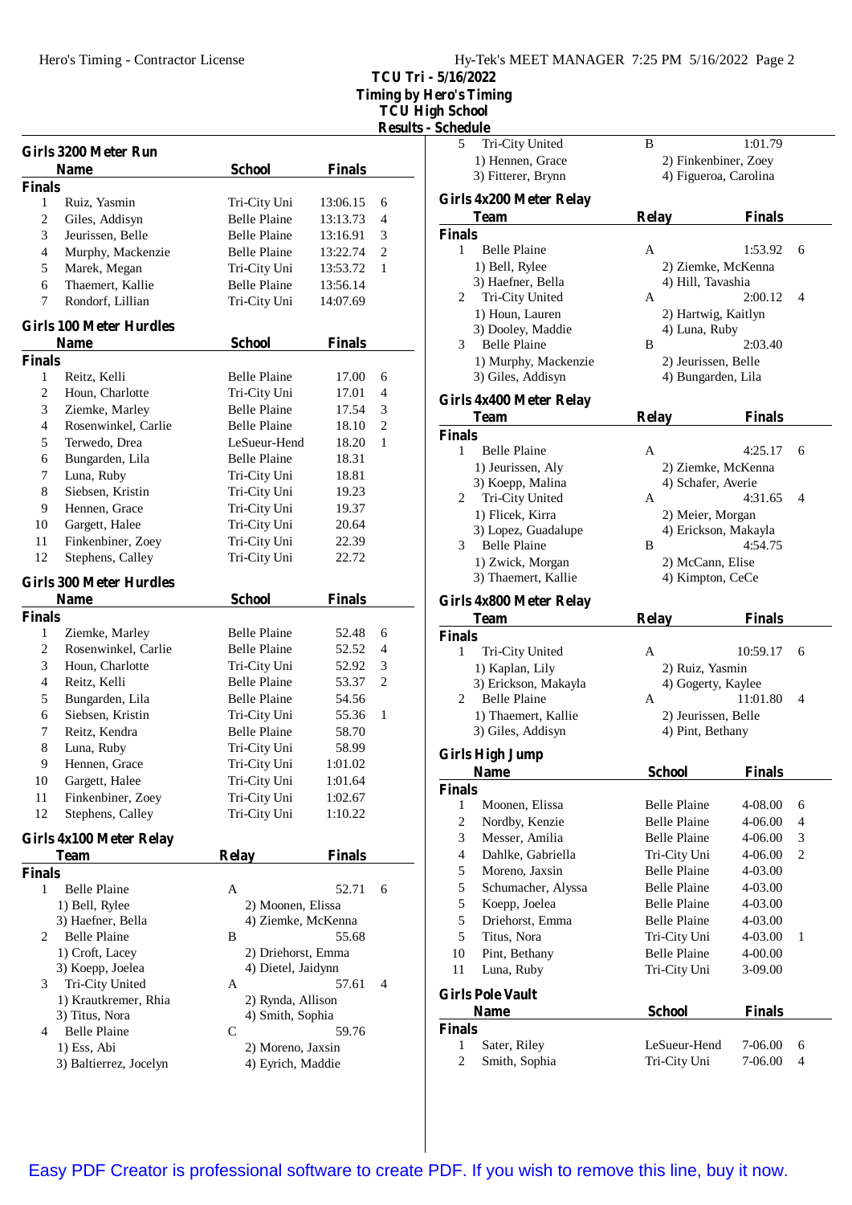# TCU Tri - 5/16/2022

Timing by Hero's Timing

TCU High School

Results - Schedule

## Girls 3200 Meter Run

| | Name | School | Finals | |
|---|---|---|---|---|
| **Finals** | | | | |
| 1 | Ruiz, Yasmin | Tri-City Uni | 13:06.15 | 6 |
| 2 | Giles, Addisyn | Belle Plaine | 13:13.73 | 4 |
| 3 | Jeurissen, Belle | Belle Plaine | 13:16.91 | 3 |
| 4 | Murphy, Mackenzie | Belle Plaine | 13:22.74 | 2 |
| 5 | Marek, Megan | Tri-City Uni | 13:53.72 | 1 |
| 6 | Thaemert, Kallie | Belle Plaine | 13:56.14 | |
| 7 | Rondorf, Lillian | Tri-City Uni | 14:07.69 | |

## Girls 100 Meter Hurdles

| | Name | School | Finals | |
|---|---|---|---|---|
| **Finals** | | | | |
| 1 | Reitz, Kelli | Belle Plaine | 17.00 | 6 |
| 2 | Houn, Charlotte | Tri-City Uni | 17.01 | 4 |
| 3 | Ziemke, Marley | Belle Plaine | 17.54 | 3 |
| 4 | Rosenwinkel, Carlie | Belle Plaine | 18.10 | 2 |
| 5 | Terwedo, Drea | LeSueur-Hend | 18.20 | 1 |
| 6 | Bungarden, Lila | Belle Plaine | 18.31 | |
| 7 | Luna, Ruby | Tri-City Uni | 18.81 | |
| 8 | Siebsen, Kristin | Tri-City Uni | 19.23 | |
| 9 | Hennen, Grace | Tri-City Uni | 19.37 | |
| 10 | Gargett, Halee | Tri-City Uni | 20.64 | |
| 11 | Finkenbiner, Zoey | Tri-City Uni | 22.39 | |
| 12 | Stephens, Calley | Tri-City Uni | 22.72 | |

## Girls 300 Meter Hurdles

| | Name | School | Finals | |
|---|---|---|---|---|
| **Finals** | | | | |
| 1 | Ziemke, Marley | Belle Plaine | 52.48 | 6 |
| 2 | Rosenwinkel, Carlie | Belle Plaine | 52.52 | 4 |
| 3 | Houn, Charlotte | Tri-City Uni | 52.92 | 3 |
| 4 | Reitz, Kelli | Belle Plaine | 53.37 | 2 |
| 5 | Bungarden, Lila | Belle Plaine | 54.56 | |
| 6 | Siebsen, Kristin | Tri-City Uni | 55.36 | 1 |
| 7 | Reitz, Kendra | Belle Plaine | 58.70 | |
| 8 | Luna, Ruby | Tri-City Uni | 58.99 | |
| 9 | Hennen, Grace | Tri-City Uni | 1:01.02 | |
| 10 | Gargett, Halee | Tri-City Uni | 1:01.64 | |
| 11 | Finkenbiner, Zoey | Tri-City Uni | 1:02.67 | |
| 12 | Stephens, Calley | Tri-City Uni | 1:10.22 | |

## Girls 4x100 Meter Relay

| | Team | Relay | Finals | |
|---|---|---|---|---|
| **Finals** | | | | |
| 1 | Belle Plaine | A | 52.71 | 6 |
| | 1) Bell, Rylee | 2) Moonen, Elissa | | |
| | 3) Haefner, Bella | 4) Ziemke, McKenna | | |
| 2 | Belle Plaine | B | 55.68 | |
| | 1) Croft, Lacey | 2) Driehorst, Emma | | |
| | 3) Koepp, Joelea | 4) Dietel, Jaidynn | | |
| 3 | Tri-City United | A | 57.61 | 4 |
| | 1) Krautkremer, Rhia | 2) Rynda, Allison | | |
| | 3) Titus, Nora | 4) Smith, Sophia | | |
| 4 | Belle Plaine | C | 59.76 | |
| | 1) Ess, Abi | 2) Moreno, Jaxsin | | |
| | 3) Baltierrez, Jocelyn | 4) Eyrich, Maddie | | |
| 5 | Tri-City United | B | 1:01.79 | |
| | 1) Hennen, Grace | 2) Finkenbiner, Zoey | | |
| | 3) Fitterer, Brynn | 4) Figueroa, Carolina | | |

## Girls 4x200 Meter Relay

| | Team | Relay | Finals | |
|---|---|---|---|---|
| **Finals** | | | | |
| 1 | Belle Plaine | A | 1:53.92 | 6 |
| | 1) Bell, Rylee | 2) Ziemke, McKenna | | |
| | 3) Haefner, Bella | 4) Hill, Tavashia | | |
| 2 | Tri-City United | A | 2:00.12 | 4 |
| | 1) Houn, Lauren | 2) Hartwig, Kaitlyn | | |
| | 3) Dooley, Maddie | 4) Luna, Ruby | | |
| 3 | Belle Plaine | B | 2:03.40 | |
| | 1) Murphy, Mackenzie | 2) Jeurissen, Belle | | |
| | 3) Giles, Addisyn | 4) Bungarden, Lila | | |

## Girls 4x400 Meter Relay

| | Team | Relay | Finals | |
|---|---|---|---|---|
| **Finals** | | | | |
| 1 | Belle Plaine | A | 4:25.17 | 6 |
| | 1) Jeurissen, Aly | 2) Ziemke, McKenna | | |
| | 3) Koepp, Malina | 4) Schafer, Averie | | |
| 2 | Tri-City United | A | 4:31.65 | 4 |
| | 1) Flicek, Kirra | 2) Meier, Morgan | | |
| | 3) Lopez, Guadalupe | 4) Erickson, Makayla | | |
| 3 | Belle Plaine | B | 4:54.75 | |
| | 1) Zwick, Morgan | 2) McCann, Elise | | |
| | 3) Thaemert, Kallie | 4) Kimpton, CeCe | | |

## Girls 4x800 Meter Relay

| | Team | Relay | Finals | |
|---|---|---|---|---|
| **Finals** | | | | |
| 1 | Tri-City United | A | 10:59.17 | 6 |
| | 1) Kaplan, Lily | 2) Ruiz, Yasmin | | |
| | 3) Erickson, Makayla | 4) Gogerty, Kaylee | | |
| 2 | Belle Plaine | A | 11:01.80 | 4 |
| | 1) Thaemert, Kallie | 2) Jeurissen, Belle | | |
| | 3) Giles, Addisyn | 4) Pint, Bethany | | |

## Girls High Jump

| | Name | School | Finals | |
|---|---|---|---|---|
| **Finals** | | | | |
| 1 | Moonen, Elissa | Belle Plaine | 4-08.00 | 6 |
| 2 | Nordby, Kenzie | Belle Plaine | 4-06.00 | 4 |
| 3 | Messer, Amilia | Belle Plaine | 4-06.00 | 3 |
| 4 | Dahlke, Gabriella | Tri-City Uni | 4-06.00 | 2 |
| 5 | Moreno, Jaxsin | Belle Plaine | 4-03.00 | |
| 5 | Schumacher, Alyssa | Belle Plaine | 4-03.00 | |
| 5 | Koepp, Joelea | Belle Plaine | 4-03.00 | |
| 5 | Driehorst, Emma | Belle Plaine | 4-03.00 | |
| 5 | Titus, Nora | Tri-City Uni | 4-03.00 | 1 |
| 10 | Pint, Bethany | Belle Plaine | 4-00.00 | |
| 11 | Luna, Ruby | Tri-City Uni | 3-09.00 | |

## Girls Pole Vault

| | Name | School | Finals | |
|---|---|---|---|---|
| **Finals** | | | | |
| 1 | Sater, Riley | LeSueur-Hend | 7-06.00 | 6 |
| 2 | Smith, Sophia | Tri-City Uni | 7-06.00 | 4 |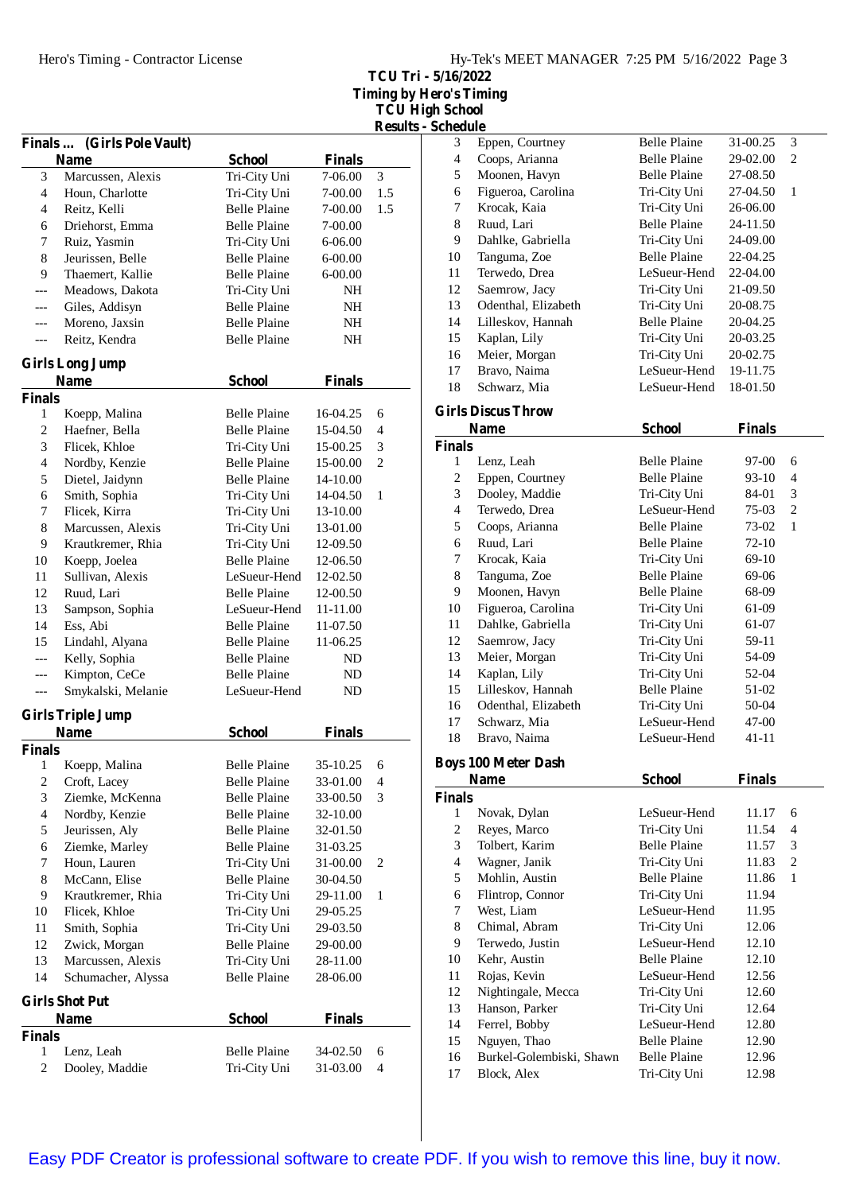**TCU Tri - 5/16/2022**
**Timing by Hero's Timing**
**TCU High School**
**Results - Schedule**

### Finals ... (Girls Pole Vault)

| | Name | School | Finals | |
|---|---|---|---|---|
| 3 | Marcussen, Alexis | Tri-City Uni | 7-06.00 | 3 |
| 4 | Houn, Charlotte | Tri-City Uni | 7-00.00 | 1.5 |
| 4 | Reitz, Kelli | Belle Plaine | 7-00.00 | 1.5 |
| 6 | Driehorst, Emma | Belle Plaine | 7-00.00 | |
| 7 | Ruiz, Yasmin | Tri-City Uni | 6-06.00 | |
| 8 | Jeurissen, Belle | Belle Plaine | 6-00.00 | |
| 9 | Thaemert, Kallie | Belle Plaine | 6-00.00 | |
| --- | Meadows, Dakota | Tri-City Uni | NH | |
| --- | Giles, Addisyn | Belle Plaine | NH | |
| --- | Moreno, Jaxsin | Belle Plaine | NH | |
| --- | Reitz, Kendra | Belle Plaine | NH | |

### Girls Long Jump

| | Name | School | Finals | |
|---|---|---|---|---|
| **Finals** | | | | |
| 1 | Koepp, Malina | Belle Plaine | 16-04.25 | 6 |
| 2 | Haefner, Bella | Belle Plaine | 15-04.50 | 4 |
| 3 | Flicek, Khloe | Tri-City Uni | 15-00.25 | 3 |
| 4 | Nordby, Kenzie | Belle Plaine | 15-00.00 | 2 |
| 5 | Dietel, Jaidynn | Belle Plaine | 14-10.00 | |
| 6 | Smith, Sophia | Tri-City Uni | 14-04.50 | 1 |
| 7 | Flicek, Kirra | Tri-City Uni | 13-10.00 | |
| 8 | Marcussen, Alexis | Tri-City Uni | 13-01.00 | |
| 9 | Krautkremer, Rhia | Tri-City Uni | 12-09.50 | |
| 10 | Koepp, Joelea | Belle Plaine | 12-06.50 | |
| 11 | Sullivan, Alexis | LeSueur-Hend | 12-02.50 | |
| 12 | Ruud, Lari | Belle Plaine | 12-00.50 | |
| 13 | Sampson, Sophia | LeSueur-Hend | 11-11.00 | |
| 14 | Ess, Abi | Belle Plaine | 11-07.50 | |
| 15 | Lindahl, Alyana | Belle Plaine | 11-06.25 | |
| --- | Kelly, Sophia | Belle Plaine | ND | |
| --- | Kimpton, CeCe | Belle Plaine | ND | |
| --- | Smykalski, Melanie | LeSueur-Hend | ND | |

### Girls Triple Jump

| | Name | School | Finals | |
|---|---|---|---|---|
| **Finals** | | | | |
| 1 | Koepp, Malina | Belle Plaine | 35-10.25 | 6 |
| 2 | Croft, Lacey | Belle Plaine | 33-01.00 | 4 |
| 3 | Ziemke, McKenna | Belle Plaine | 33-00.50 | 3 |
| 4 | Nordby, Kenzie | Belle Plaine | 32-10.00 | |
| 5 | Jeurissen, Aly | Belle Plaine | 32-01.50 | |
| 6 | Ziemke, Marley | Belle Plaine | 31-03.25 | |
| 7 | Houn, Lauren | Tri-City Uni | 31-00.00 | 2 |
| 8 | McCann, Elise | Belle Plaine | 30-04.50 | |
| 9 | Krautkremer, Rhia | Tri-City Uni | 29-11.00 | 1 |
| 10 | Flicek, Khloe | Tri-City Uni | 29-05.25 | |
| 11 | Smith, Sophia | Tri-City Uni | 29-03.50 | |
| 12 | Zwick, Morgan | Belle Plaine | 29-00.00 | |
| 13 | Marcussen, Alexis | Tri-City Uni | 28-11.00 | |
| 14 | Schumacher, Alyssa | Belle Plaine | 28-06.00 | |

### Girls Shot Put

| | Name | School | Finals | |
|---|---|---|---|---|
| **Finals** | | | | |
| 1 | Lenz, Leah | Belle Plaine | 34-02.50 | 6 |
| 2 | Dooley, Maddie | Tri-City Uni | 31-03.00 | 4 |
| 3 | Eppen, Courtney | Belle Plaine | 31-00.25 | 3 |
| 4 | Coops, Arianna | Belle Plaine | 29-02.00 | 2 |
| 5 | Moonen, Havyn | Belle Plaine | 27-08.50 | |
| 6 | Figueroa, Carolina | Tri-City Uni | 27-04.50 | 1 |
| 7 | Krocak, Kaia | Tri-City Uni | 26-06.00 | |
| 8 | Ruud, Lari | Belle Plaine | 24-11.50 | |
| 9 | Dahlke, Gabriella | Tri-City Uni | 24-09.00 | |
| 10 | Tanguma, Zoe | Belle Plaine | 22-04.25 | |
| 11 | Terwedo, Drea | LeSueur-Hend | 22-04.00 | |
| 12 | Saemrow, Jacy | Tri-City Uni | 21-09.50 | |
| 13 | Odenthal, Elizabeth | Tri-City Uni | 20-08.75 | |
| 14 | Lilleskov, Hannah | Belle Plaine | 20-04.25 | |
| 15 | Kaplan, Lily | Tri-City Uni | 20-03.25 | |
| 16 | Meier, Morgan | Tri-City Uni | 20-02.75 | |
| 17 | Bravo, Naima | LeSueur-Hend | 19-11.75 | |
| 18 | Schwarz, Mia | LeSueur-Hend | 18-01.50 | |

### Girls Discus Throw

| | Name | School | Finals | |
|---|---|---|---|---|
| **Finals** | | | | |
| 1 | Lenz, Leah | Belle Plaine | 97-00 | 6 |
| 2 | Eppen, Courtney | Belle Plaine | 93-10 | 4 |
| 3 | Dooley, Maddie | Tri-City Uni | 84-01 | 3 |
| 4 | Terwedo, Drea | LeSueur-Hend | 75-03 | 2 |
| 5 | Coops, Arianna | Belle Plaine | 73-02 | 1 |
| 6 | Ruud, Lari | Belle Plaine | 72-10 | |
| 7 | Krocak, Kaia | Tri-City Uni | 69-10 | |
| 8 | Tanguma, Zoe | Belle Plaine | 69-06 | |
| 9 | Moonen, Havyn | Belle Plaine | 68-09 | |
| 10 | Figueroa, Carolina | Tri-City Uni | 61-09 | |
| 11 | Dahlke, Gabriella | Tri-City Uni | 61-07 | |
| 12 | Saemrow, Jacy | Tri-City Uni | 59-11 | |
| 13 | Meier, Morgan | Tri-City Uni | 54-09 | |
| 14 | Kaplan, Lily | Tri-City Uni | 52-04 | |
| 15 | Lilleskov, Hannah | Belle Plaine | 51-02 | |
| 16 | Odenthal, Elizabeth | Tri-City Uni | 50-04 | |
| 17 | Schwarz, Mia | LeSueur-Hend | 47-00 | |
| 18 | Bravo, Naima | LeSueur-Hend | 41-11 | |

### Boys 100 Meter Dash

| | Name | School | Finals | |
|---|---|---|---|---|
| **Finals** | | | | |
| 1 | Novak, Dylan | LeSueur-Hend | 11.17 | 6 |
| 2 | Reyes, Marco | Tri-City Uni | 11.54 | 4 |
| 3 | Tolbert, Karim | Belle Plaine | 11.57 | 3 |
| 4 | Wagner, Janik | Tri-City Uni | 11.83 | 2 |
| 5 | Mohlin, Austin | Belle Plaine | 11.86 | 1 |
| 6 | Flintrop, Connor | Tri-City Uni | 11.94 | |
| 7 | West, Liam | LeSueur-Hend | 11.95 | |
| 8 | Chimal, Abram | Tri-City Uni | 12.06 | |
| 9 | Terwedo, Justin | LeSueur-Hend | 12.10 | |
| 10 | Kehr, Austin | Belle Plaine | 12.10 | |
| 11 | Rojas, Kevin | LeSueur-Hend | 12.56 | |
| 12 | Nightingale, Mecca | Tri-City Uni | 12.60 | |
| 13 | Hanson, Parker | Tri-City Uni | 12.64 | |
| 14 | Ferrel, Bobby | LeSueur-Hend | 12.80 | |
| 15 | Nguyen, Thao | Belle Plaine | 12.90 | |
| 16 | Burkel-Golembiski, Shawn | Belle Plaine | 12.96 | |
| 17 | Block, Alex | Tri-City Uni | 12.98 | |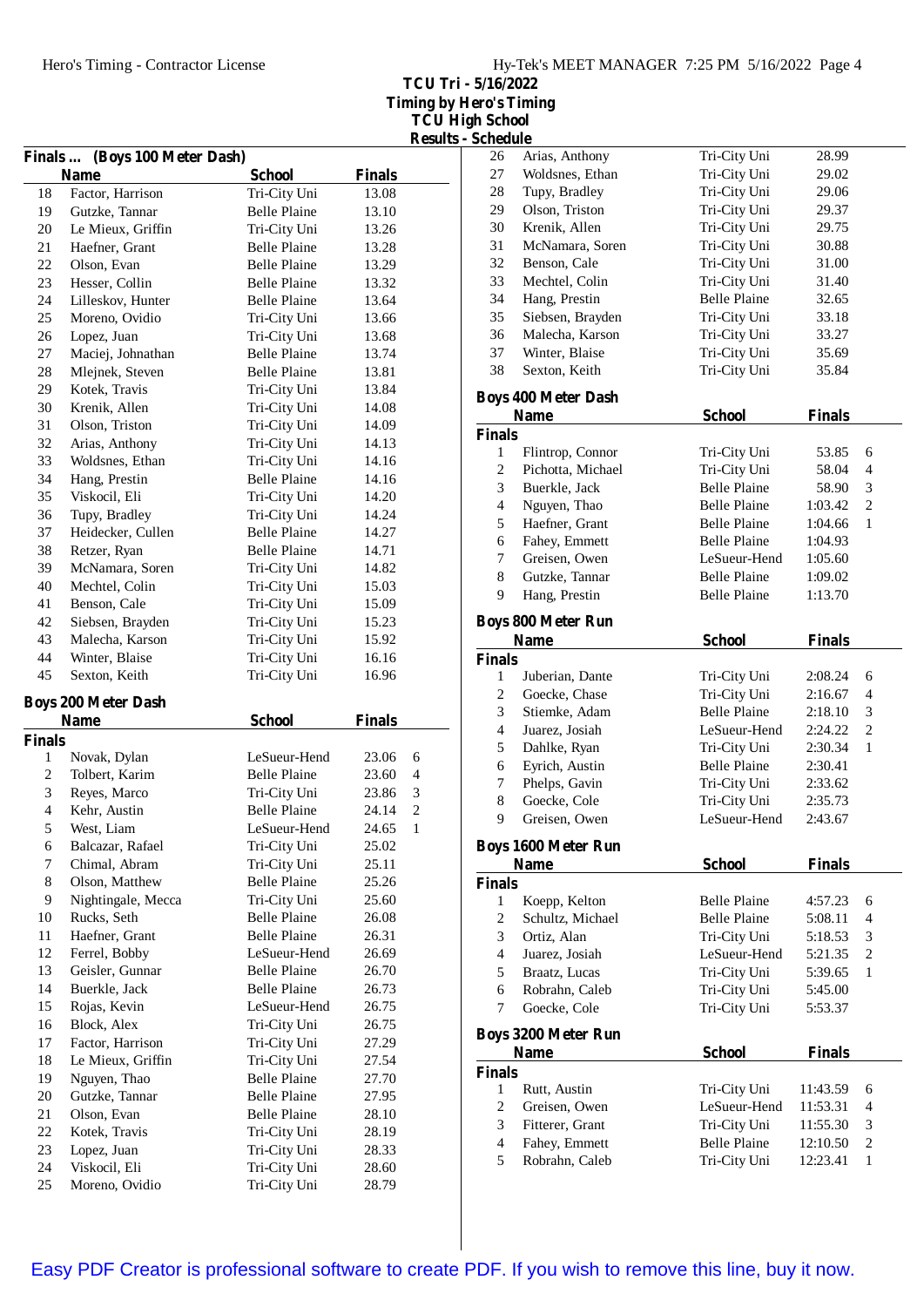# TCU Tri - 5/16/2022
## Timing by Hero's Timing
## TCU High School
## Results - Schedule

### Finals ... (Boys 100 Meter Dash)

| | Name | School | Finals | |
|---|---|---|---|---|
| 18 | Factor, Harrison | Tri-City Uni | 13.08 | |
| 19 | Gutzke, Tannar | Belle Plaine | 13.10 | |
| 20 | Le Mieux, Griffin | Tri-City Uni | 13.26 | |
| 21 | Haefner, Grant | Belle Plaine | 13.28 | |
| 22 | Olson, Evan | Belle Plaine | 13.29 | |
| 23 | Hesser, Collin | Belle Plaine | 13.32 | |
| 24 | Lilleskov, Hunter | Belle Plaine | 13.64 | |
| 25 | Moreno, Ovidio | Tri-City Uni | 13.66 | |
| 26 | Lopez, Juan | Tri-City Uni | 13.68 | |
| 27 | Maciej, Johnathan | Belle Plaine | 13.74 | |
| 28 | Mlejnek, Steven | Belle Plaine | 13.81 | |
| 29 | Kotek, Travis | Tri-City Uni | 13.84 | |
| 30 | Krenik, Allen | Tri-City Uni | 14.08 | |
| 31 | Olson, Triston | Tri-City Uni | 14.09 | |
| 32 | Arias, Anthony | Tri-City Uni | 14.13 | |
| 33 | Woldsnes, Ethan | Tri-City Uni | 14.16 | |
| 34 | Hang, Prestin | Belle Plaine | 14.16 | |
| 35 | Viskocil, Eli | Tri-City Uni | 14.20 | |
| 36 | Tupy, Bradley | Tri-City Uni | 14.24 | |
| 37 | Heidecker, Cullen | Belle Plaine | 14.27 | |
| 38 | Retzer, Ryan | Belle Plaine | 14.71 | |
| 39 | McNamara, Soren | Tri-City Uni | 14.82 | |
| 40 | Mechtel, Colin | Tri-City Uni | 15.03 | |
| 41 | Benson, Cale | Tri-City Uni | 15.09 | |
| 42 | Siebsen, Brayden | Tri-City Uni | 15.23 | |
| 43 | Malecha, Karson | Tri-City Uni | 15.92 | |
| 44 | Winter, Blaise | Tri-City Uni | 16.16 | |
| 45 | Sexton, Keith | Tri-City Uni | 16.96 | |

### Boys 200 Meter Dash

**Finals**

| | Name | School | Finals | |
|---|---|---|---|---|
| 1 | Novak, Dylan | LeSueur-Hend | 23.06 | 6 |
| 2 | Tolbert, Karim | Belle Plaine | 23.60 | 4 |
| 3 | Reyes, Marco | Tri-City Uni | 23.86 | 3 |
| 4 | Kehr, Austin | Belle Plaine | 24.14 | 2 |
| 5 | West, Liam | LeSueur-Hend | 24.65 | 1 |
| 6 | Balcazar, Rafael | Tri-City Uni | 25.02 | |
| 7 | Chimal, Abram | Tri-City Uni | 25.11 | |
| 8 | Olson, Matthew | Belle Plaine | 25.26 | |
| 9 | Nightingale, Mecca | Tri-City Uni | 25.60 | |
| 10 | Rucks, Seth | Belle Plaine | 26.08 | |
| 11 | Haefner, Grant | Belle Plaine | 26.31 | |
| 12 | Ferrel, Bobby | LeSueur-Hend | 26.69 | |
| 13 | Geisler, Gunnar | Belle Plaine | 26.70 | |
| 14 | Buerkle, Jack | Belle Plaine | 26.73 | |
| 15 | Rojas, Kevin | LeSueur-Hend | 26.75 | |
| 16 | Block, Alex | Tri-City Uni | 26.75 | |
| 17 | Factor, Harrison | Tri-City Uni | 27.29 | |
| 18 | Le Mieux, Griffin | Tri-City Uni | 27.54 | |
| 19 | Nguyen, Thao | Belle Plaine | 27.70 | |
| 20 | Gutzke, Tannar | Belle Plaine | 27.95 | |
| 21 | Olson, Evan | Belle Plaine | 28.10 | |
| 22 | Kotek, Travis | Tri-City Uni | 28.19 | |
| 23 | Lopez, Juan | Tri-City Uni | 28.33 | |
| 24 | Viskocil, Eli | Tri-City Uni | 28.60 | |
| 25 | Moreno, Ovidio | Tri-City Uni | 28.79 | |
| 26 | Arias, Anthony | Tri-City Uni | 28.99 | |
| 27 | Woldsnes, Ethan | Tri-City Uni | 29.02 | |
| 28 | Tupy, Bradley | Tri-City Uni | 29.06 | |
| 29 | Olson, Triston | Tri-City Uni | 29.37 | |
| 30 | Krenik, Allen | Tri-City Uni | 29.75 | |
| 31 | McNamara, Soren | Tri-City Uni | 30.88 | |
| 32 | Benson, Cale | Tri-City Uni | 31.00 | |
| 33 | Mechtel, Colin | Tri-City Uni | 31.40 | |
| 34 | Hang, Prestin | Belle Plaine | 32.65 | |
| 35 | Siebsen, Brayden | Tri-City Uni | 33.18 | |
| 36 | Malecha, Karson | Tri-City Uni | 33.27 | |
| 37 | Winter, Blaise | Tri-City Uni | 35.69 | |
| 38 | Sexton, Keith | Tri-City Uni | 35.84 | |

### Boys 400 Meter Dash

**Finals**

| | Name | School | Finals | |
|---|---|---|---|---|
| 1 | Flintrop, Connor | Tri-City Uni | 53.85 | 6 |
| 2 | Pichotta, Michael | Tri-City Uni | 58.04 | 4 |
| 3 | Buerkle, Jack | Belle Plaine | 58.90 | 3 |
| 4 | Nguyen, Thao | Belle Plaine | 1:03.42 | 2 |
| 5 | Haefner, Grant | Belle Plaine | 1:04.66 | 1 |
| 6 | Fahey, Emmett | Belle Plaine | 1:04.93 | |
| 7 | Greisen, Owen | LeSueur-Hend | 1:05.60 | |
| 8 | Gutzke, Tannar | Belle Plaine | 1:09.02 | |
| 9 | Hang, Prestin | Belle Plaine | 1:13.70 | |

### Boys 800 Meter Run

**Finals**

| | Name | School | Finals | |
|---|---|---|---|---|
| 1 | Juberian, Dante | Tri-City Uni | 2:08.24 | 6 |
| 2 | Goecke, Chase | Tri-City Uni | 2:16.67 | 4 |
| 3 | Stiemke, Adam | Belle Plaine | 2:18.10 | 3 |
| 4 | Juarez, Josiah | LeSueur-Hend | 2:24.22 | 2 |
| 5 | Dahlke, Ryan | Tri-City Uni | 2:30.34 | 1 |
| 6 | Eyrich, Austin | Belle Plaine | 2:30.41 | |
| 7 | Phelps, Gavin | Tri-City Uni | 2:33.62 | |
| 8 | Goecke, Cole | Tri-City Uni | 2:35.73 | |
| 9 | Greisen, Owen | LeSueur-Hend | 2:43.67 | |

### Boys 1600 Meter Run

**Finals**

| | Name | School | Finals | |
|---|---|---|---|---|
| 1 | Koepp, Kelton | Belle Plaine | 4:57.23 | 6 |
| 2 | Schultz, Michael | Belle Plaine | 5:08.11 | 4 |
| 3 | Ortiz, Alan | Tri-City Uni | 5:18.53 | 3 |
| 4 | Juarez, Josiah | LeSueur-Hend | 5:21.35 | 2 |
| 5 | Braatz, Lucas | Tri-City Uni | 5:39.65 | 1 |
| 6 | Robrahn, Caleb | Tri-City Uni | 5:45.00 | |
| 7 | Goecke, Cole | Tri-City Uni | 5:53.37 | |

### Boys 3200 Meter Run

**Finals**

| | Name | School | Finals | |
|---|---|---|---|---|
| 1 | Rutt, Austin | Tri-City Uni | 11:43.59 | 6 |
| 2 | Greisen, Owen | LeSueur-Hend | 11:53.31 | 4 |
| 3 | Fitterer, Grant | Tri-City Uni | 11:55.30 | 3 |
| 4 | Fahey, Emmett | Belle Plaine | 12:10.50 | 2 |
| 5 | Robrahn, Caleb | Tri-City Uni | 12:23.41 | 1 |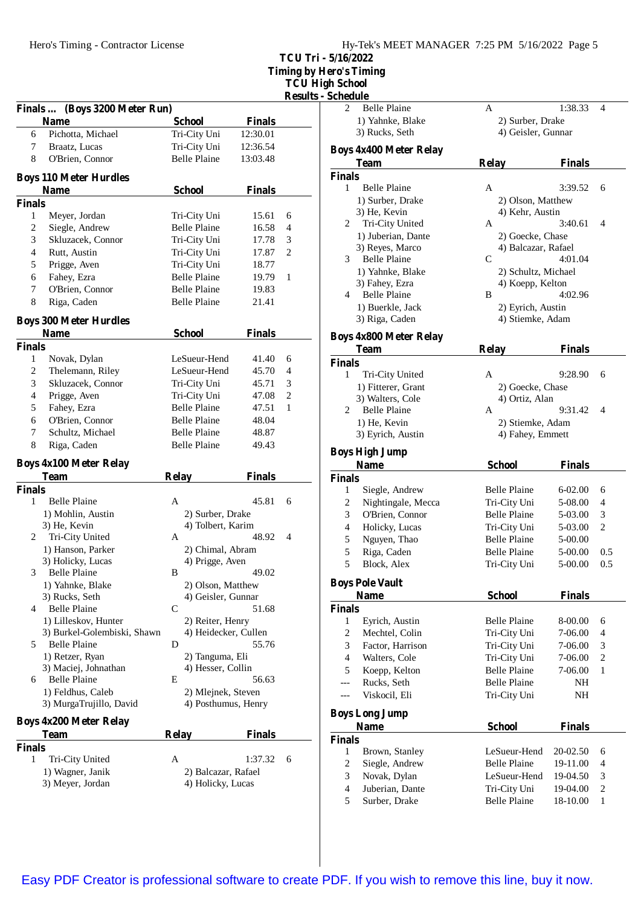# TCU Tri - 5/16/2022
## Timing by Hero's Timing
## TCU High School
## Results - Schedule

### Finals ... (Boys 3200 Meter Run)

| | Name | School | Finals | |
|---|---|---|---|---|
| 6 | Pichotta, Michael | Tri-City Uni | 12:30.01 | |
| 7 | Braatz, Lucas | Tri-City Uni | 12:36.54 | |
| 8 | O'Brien, Connor | Belle Plaine | 13:03.48 | |

### Boys 110 Meter Hurdles

| | Name | School | Finals | |
|---|---|---|---|---|
| **Finals** | | | | |
| 1 | Meyer, Jordan | Tri-City Uni | 15.61 | 6 |
| 2 | Siegle, Andrew | Belle Plaine | 16.58 | 4 |
| 3 | Skluzacek, Connor | Tri-City Uni | 17.78 | 3 |
| 4 | Rutt, Austin | Tri-City Uni | 17.87 | 2 |
| 5 | Prigge, Aven | Tri-City Uni | 18.77 | |
| 6 | Fahey, Ezra | Belle Plaine | 19.79 | 1 |
| 7 | O'Brien, Connor | Belle Plaine | 19.83 | |
| 8 | Riga, Caden | Belle Plaine | 21.41 | |

### Boys 300 Meter Hurdles

| | Name | School | Finals | |
|---|---|---|---|---|
| **Finals** | | | | |
| 1 | Novak, Dylan | LeSueur-Hend | 41.40 | 6 |
| 2 | Thelemann, Riley | LeSueur-Hend | 45.70 | 4 |
| 3 | Skluzacek, Connor | Tri-City Uni | 45.71 | 3 |
| 4 | Prigge, Aven | Tri-City Uni | 47.08 | 2 |
| 5 | Fahey, Ezra | Belle Plaine | 47.51 | 1 |
| 6 | O'Brien, Connor | Belle Plaine | 48.04 | |
| 7 | Schultz, Michael | Belle Plaine | 48.87 | |
| 8 | Riga, Caden | Belle Plaine | 49.43 | |

### Boys 4x100 Meter Relay

| | Team | Relay | Finals | |
|---|---|---|---|---|
| **Finals** | | | | |
| 1 | Belle Plaine | A | 45.81 | 6 |
| | 1) Mohlin, Austin | 2) Surber, Drake | | |
| | 3) He, Kevin | 4) Tolbert, Karim | | |
| 2 | Tri-City United | A | 48.92 | 4 |
| | 1) Hanson, Parker | 2) Chimal, Abram | | |
| | 3) Holicky, Lucas | 4) Prigge, Aven | | |
| 3 | Belle Plaine | B | 49.02 | |
| | 1) Yahnke, Blake | 2) Olson, Matthew | | |
| | 3) Rucks, Seth | 4) Geisler, Gunnar | | |
| 4 | Belle Plaine | C | 51.68 | |
| | 1) Lilleskov, Hunter | 2) Reiter, Henry | | |
| | 3) Burkel-Golembiski, Shawn | 4) Heidecker, Cullen | | |
| 5 | Belle Plaine | D | 55.76 | |
| | 1) Retzer, Ryan | 2) Tanguma, Eli | | |
| | 3) Maciej, Johnathan | 4) Hesser, Collin | | |
| 6 | Belle Plaine | E | 56.63 | |
| | 1) Feldhus, Caleb | 2) Mlejnek, Steven | | |
| | 3) MurgaTrujillo, David | 4) Posthumus, Henry | | |

### Boys 4x200 Meter Relay

| | Team | Relay | Finals | |
|---|---|---|---|---|
| **Finals** | | | | |
| 1 | Tri-City United | A | 1:37.32 | 6 |
| | 1) Wagner, Janik | 2) Balcazar, Rafael | | |
| | 3) Meyer, Jordan | 4) Holicky, Lucas | | |
| 2 | Belle Plaine | A | 1:38.33 | 4 |
| | 1) Yahnke, Blake | 2) Surber, Drake | | |
| | 3) Rucks, Seth | 4) Geisler, Gunnar | | |

### Boys 4x400 Meter Relay

| | Team | Relay | Finals | |
|---|---|---|---|---|
| **Finals** | | | | |
| 1 | Belle Plaine | A | 3:39.52 | 6 |
| | 1) Surber, Drake | 2) Olson, Matthew | | |
| | 3) He, Kevin | 4) Kehr, Austin | | |
| 2 | Tri-City United | A | 3:40.61 | 4 |
| | 1) Juberian, Dante | 2) Goecke, Chase | | |
| | 3) Reyes, Marco | 4) Balcazar, Rafael | | |
| 3 | Belle Plaine | C | 4:01.04 | |
| | 1) Yahnke, Blake | 2) Schultz, Michael | | |
| | 3) Fahey, Ezra | 4) Koepp, Kelton | | |
| 4 | Belle Plaine | B | 4:02.96 | |
| | 1) Buerkle, Jack | 2) Eyrich, Austin | | |
| | 3) Riga, Caden | 4) Stiemke, Adam | | |

### Boys 4x800 Meter Relay

| | Team | Relay | Finals | |
|---|---|---|---|---|
| **Finals** | | | | |
| 1 | Tri-City United | A | 9:28.90 | 6 |
| | 1) Fitterer, Grant | 2) Goecke, Chase | | |
| | 3) Walters, Cole | 4) Ortiz, Alan | | |
| 2 | Belle Plaine | A | 9:31.42 | 4 |
| | 1) He, Kevin | 2) Stiemke, Adam | | |
| | 3) Eyrich, Austin | 4) Fahey, Emmett | | |

### Boys High Jump

| | Name | School | Finals | |
|---|---|---|---|---|
| **Finals** | | | | |
| 1 | Siegle, Andrew | Belle Plaine | 6-02.00 | 6 |
| 2 | Nightingale, Mecca | Tri-City Uni | 5-08.00 | 4 |
| 3 | O'Brien, Connor | Belle Plaine | 5-03.00 | 3 |
| 4 | Holicky, Lucas | Tri-City Uni | 5-03.00 | 2 |
| 5 | Nguyen, Thao | Belle Plaine | 5-00.00 | |
| 5 | Riga, Caden | Belle Plaine | 5-00.00 | 0.5 |
| 5 | Block, Alex | Tri-City Uni | 5-00.00 | 0.5 |

### Boys Pole Vault

| | Name | School | Finals | |
|---|---|---|---|---|
| **Finals** | | | | |
| 1 | Eyrich, Austin | Belle Plaine | 8-00.00 | 6 |
| 2 | Mechtel, Colin | Tri-City Uni | 7-06.00 | 4 |
| 3 | Factor, Harrison | Tri-City Uni | 7-06.00 | 3 |
| 4 | Walters, Cole | Tri-City Uni | 7-06.00 | 2 |
| 5 | Koepp, Kelton | Belle Plaine | 7-06.00 | 1 |
| --- | Rucks, Seth | Belle Plaine | NH | |
| --- | Viskocil, Eli | Tri-City Uni | NH | |

### Boys Long Jump

| | Name | School | Finals | |
|---|---|---|---|---|
| **Finals** | | | | |
| 1 | Brown, Stanley | LeSueur-Hend | 20-02.50 | 6 |
| 2 | Siegle, Andrew | Belle Plaine | 19-11.00 | 4 |
| 3 | Novak, Dylan | LeSueur-Hend | 19-04.50 | 3 |
| 4 | Juberian, Dante | Tri-City Uni | 19-04.00 | 2 |
| 5 | Surber, Drake | Belle Plaine | 18-10.00 | 1 |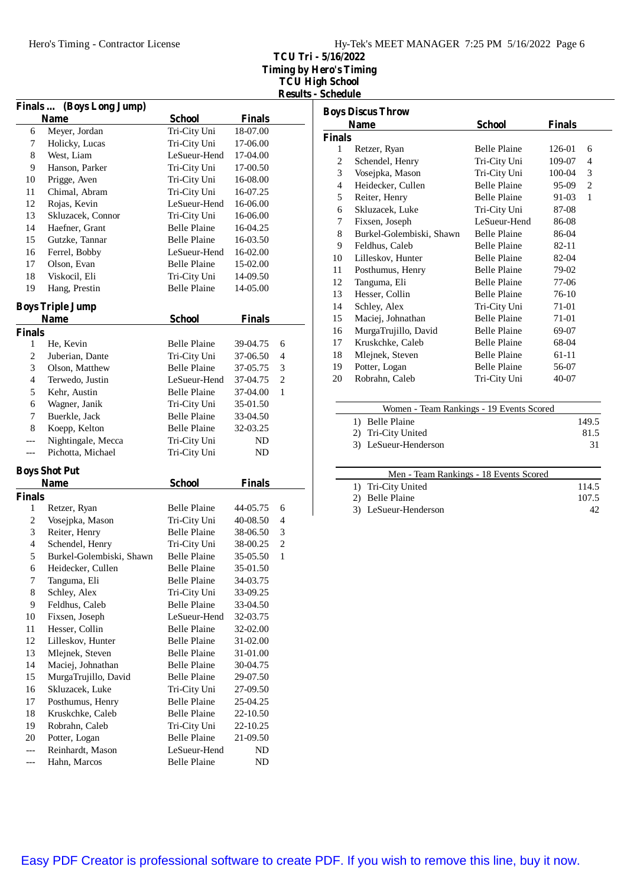# TCU Tri - 5/16/2022
## Timing by Hero's Timing
## TCU High School
## Results - Schedule

### Finals ... (Boys Long Jump)

| | Name | School | Finals | |
|---|---|---|---|---|
| 6 | Meyer, Jordan | Tri-City Uni | 18-07.00 | |
| 7 | Holicky, Lucas | Tri-City Uni | 17-06.00 | |
| 8 | West, Liam | LeSueur-Hend | 17-04.00 | |
| 9 | Hanson, Parker | Tri-City Uni | 17-00.50 | |
| 10 | Prigge, Aven | Tri-City Uni | 16-08.00 | |
| 11 | Chimal, Abram | Tri-City Uni | 16-07.25 | |
| 12 | Rojas, Kevin | LeSueur-Hend | 16-06.00 | |
| 13 | Skluzacek, Connor | Tri-City Uni | 16-06.00 | |
| 14 | Haefner, Grant | Belle Plaine | 16-04.25 | |
| 15 | Gutzke, Tannar | Belle Plaine | 16-03.50 | |
| 16 | Ferrel, Bobby | LeSueur-Hend | 16-02.00 | |
| 17 | Olson, Evan | Belle Plaine | 15-02.00 | |
| 18 | Viskocil, Eli | Tri-City Uni | 14-09.50 | |
| 19 | Hang, Prestin | Belle Plaine | 14-05.00 | |

### Boys Triple Jump

| | Name | School | Finals | |
|---|---|---|---|---|
| **Finals** | | | | |
| 1 | He, Kevin | Belle Plaine | 39-04.75 | 6 |
| 2 | Juberian, Dante | Tri-City Uni | 37-06.50 | 4 |
| 3 | Olson, Matthew | Belle Plaine | 37-05.75 | 3 |
| 4 | Terwedo, Justin | LeSueur-Hend | 37-04.75 | 2 |
| 5 | Kehr, Austin | Belle Plaine | 37-04.00 | 1 |
| 6 | Wagner, Janik | Tri-City Uni | 35-01.50 | |
| 7 | Buerkle, Jack | Belle Plaine | 33-04.50 | |
| 8 | Koepp, Kelton | Belle Plaine | 32-03.25 | |
| --- | Nightingale, Mecca | Tri-City Uni | ND | |
| --- | Pichotta, Michael | Tri-City Uni | ND | |

### Boys Shot Put

| | Name | School | Finals | |
|---|---|---|---|---|
| **Finals** | | | | |
| 1 | Retzer, Ryan | Belle Plaine | 44-05.75 | 6 |
| 2 | Vosejpka, Mason | Tri-City Uni | 40-08.50 | 4 |
| 3 | Reiter, Henry | Belle Plaine | 38-06.50 | 3 |
| 4 | Schendel, Henry | Tri-City Uni | 38-00.25 | 2 |
| 5 | Burkel-Golembiski, Shawn | Belle Plaine | 35-05.50 | 1 |
| 6 | Heidecker, Cullen | Belle Plaine | 35-01.50 | |
| 7 | Tanguma, Eli | Belle Plaine | 34-03.75 | |
| 8 | Schley, Alex | Tri-City Uni | 33-09.25 | |
| 9 | Feldhus, Caleb | Belle Plaine | 33-04.50 | |
| 10 | Fixsen, Joseph | LeSueur-Hend | 32-03.75 | |
| 11 | Hesser, Collin | Belle Plaine | 32-02.00 | |
| 12 | Lilleskov, Hunter | Belle Plaine | 31-02.00 | |
| 13 | Mlejnek, Steven | Belle Plaine | 31-01.00 | |
| 14 | Maciej, Johnathan | Belle Plaine | 30-04.75 | |
| 15 | MurgaTrujillo, David | Belle Plaine | 29-07.50 | |
| 16 | Skluzacek, Luke | Tri-City Uni | 27-09.50 | |
| 17 | Posthumus, Henry | Belle Plaine | 25-04.25 | |
| 18 | Kruskchke, Caleb | Belle Plaine | 22-10.50 | |
| 19 | Robrahn, Caleb | Tri-City Uni | 22-10.25 | |
| 20 | Potter, Logan | Belle Plaine | 21-09.50 | |
| --- | Reinhardt, Mason | LeSueur-Hend | ND | |
| --- | Hahn, Marcos | Belle Plaine | ND | |

### Boys Discus Throw

| | Name | School | Finals | |
|---|---|---|---|---|
| **Finals** | | | | |
| 1 | Retzer, Ryan | Belle Plaine | 126-01 | 6 |
| 2 | Schendel, Henry | Tri-City Uni | 109-07 | 4 |
| 3 | Vosejpka, Mason | Tri-City Uni | 100-04 | 3 |
| 4 | Heidecker, Cullen | Belle Plaine | 95-09 | 2 |
| 5 | Reiter, Henry | Belle Plaine | 91-03 | 1 |
| 6 | Skluzacek, Luke | Tri-City Uni | 87-08 | |
| 7 | Fixsen, Joseph | LeSueur-Hend | 86-08 | |
| 8 | Burkel-Golembiski, Shawn | Belle Plaine | 86-04 | |
| 9 | Feldhus, Caleb | Belle Plaine | 82-11 | |
| 10 | Lilleskov, Hunter | Belle Plaine | 82-04 | |
| 11 | Posthumus, Henry | Belle Plaine | 79-02 | |
| 12 | Tanguma, Eli | Belle Plaine | 77-06 | |
| 13 | Hesser, Collin | Belle Plaine | 76-10 | |
| 14 | Schley, Alex | Tri-City Uni | 71-01 | |
| 15 | Maciej, Johnathan | Belle Plaine | 71-01 | |
| 16 | MurgaTrujillo, David | Belle Plaine | 69-07 | |
| 17 | Kruskchke, Caleb | Belle Plaine | 68-04 | |
| 18 | Mlejnek, Steven | Belle Plaine | 61-11 | |
| 19 | Potter, Logan | Belle Plaine | 56-07 | |
| 20 | Robrahn, Caleb | Tri-City Uni | 40-07 | |

### Women - Team Rankings - 19 Events Scored

| | | |
|---|---|---|
| 1) | Belle Plaine | 149.5 |
| 2) | Tri-City United | 81.5 |
| 3) | LeSueur-Henderson | 31 |

### Men - Team Rankings - 18 Events Scored

| | | |
|---|---|---|
| 1) | Tri-City United | 114.5 |
| 2) | Belle Plaine | 107.5 |
| 3) | LeSueur-Henderson | 42 |